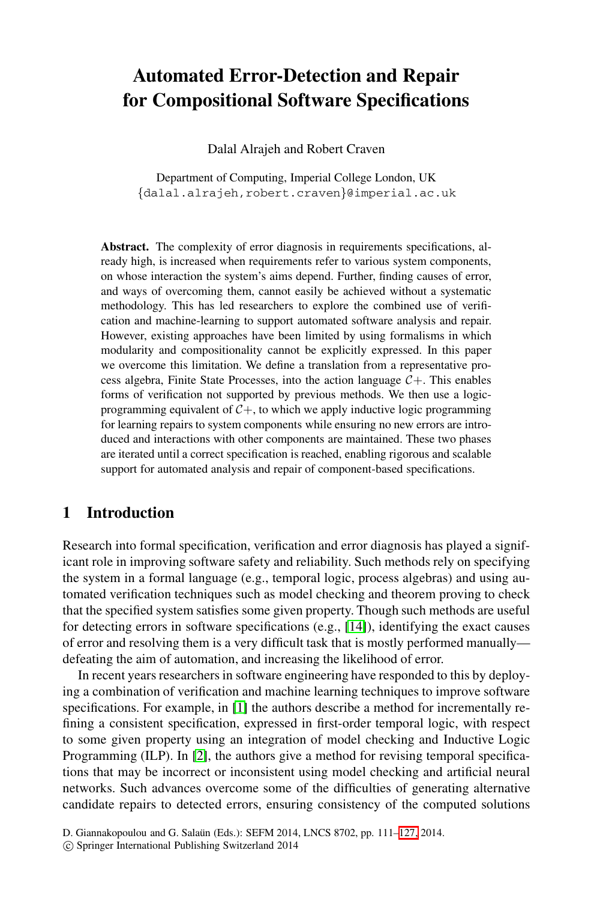# Automated Error-Detection and Repair for Compositional Software Specifications

Dalal Alrajeh and Robert Craven

Department of Computing, Imperial College London, UK
{dalal.alrajeh,robert.craven}@imperial.ac.uk

**Abstract.** The complexity of error diagnosis in requirements specifications, already high, is increased when requirements refer to various system components, on whose interaction the system's aims depend. Further, finding causes of error, and ways of overcoming them, cannot easily be achieved without a systematic methodology. This has led researchers to explore the combined use of verification and machine-learning to support automated software analysis and repair. However, existing approaches have been limited by using formalisms in which modularity and compositionality cannot be explicitly expressed. In this paper we overcome this limitation. We define a translation from a representative process algebra, Finite State Processes, into the action language $\mathcal{C}+$. This enables forms of verification not supported by previous methods. We then use a logic-programming equivalent of $\mathcal{C}+$, to which we apply inductive logic programming for learning repairs to system components while ensuring no new errors are introduced and interactions with other components are maintained. These two phases are iterated until a correct specification is reached, enabling rigorous and scalable support for automated analysis and repair of component-based specifications.

## 1 Introduction

Research into formal specification, verification and error diagnosis has played a significant role in improving software safety and reliability. Such methods rely on specifying the system in a formal language (e.g., temporal logic, process algebras) and using automated verification techniques such as model checking and theorem proving to check that the specified system satisfies some given property. Though such methods are useful for detecting errors in software specifications (e.g., [14]), identifying the exact causes of error and resolving them is a very difficult task that is mostly performed manually—defeating the aim of automation, and increasing the likelihood of error.

In recent years researchers in software engineering have responded to this by deploying a combination of verification and machine learning techniques to improve software specifications. For example, in [1] the authors describe a method for incrementally refining a consistent specification, expressed in first-order temporal logic, with respect to some given property using an integration of model checking and Inductive Logic Programming (ILP). In [2], the authors give a method for revising temporal specifications that may be incorrect or inconsistent using model checking and artificial neural networks. Such advances overcome some of the difficulties of generating alternative candidate repairs to detected errors, ensuring consistency of the computed solutions

D. Giannakopoulou and G. Salaün (Eds.): SEFM 2014, LNCS 8702, pp. 111–127, 2014.
© Springer International Publishing Switzerland 2014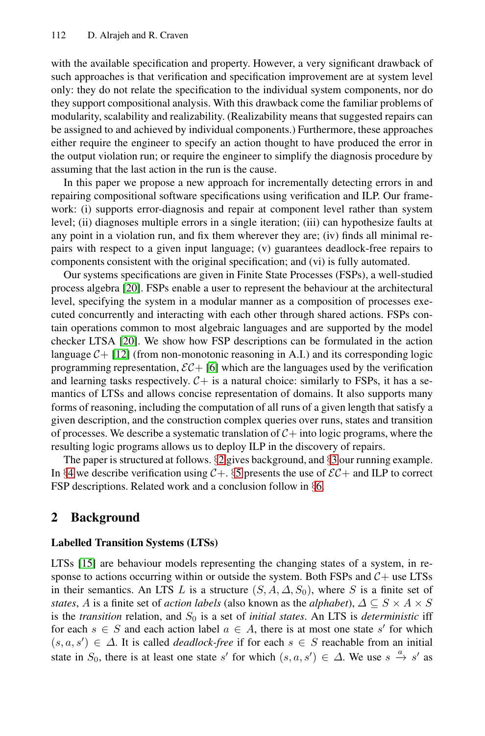with the available specification and property. However, a very significant drawback of such approaches is that verification and specification improvement are at system level only: they do not relate the specification to the individual system components, nor do they support compositional analysis. With this drawback come the familiar problems of modularity, scalability and realizability. (Realizability means that suggested repairs can be assigned to and achieved by individual components.) Furthermore, these approaches either require the engineer to specify an action thought to have produced the error in the output violation run; or require the engineer to simplify the diagnosis procedure by assuming that the last action in the run is the cause.

In this paper we propose a new approach for incrementally detecting errors in and repairing compositional software specifications using verification and ILP. Our framework: (i) supports error-diagnosis and repair at component level rather than system level; (ii) diagnoses multiple errors in a single iteration; (iii) can hypothesize faults at any point in a violation run, and fix them wherever they are; (iv) finds all minimal repairs with respect to a given input language; (v) guarantees deadlock-free repairs to components consistent with the original specification; and (vi) is fully automated.

Our systems specifications are given in Finite State Processes (FSPs), a well-studied process algebra [20]. FSPs enable a user to represent the behaviour at the architectural level, specifying the system in a modular manner as a composition of processes executed concurrently and interacting with each other through shared actions. FSPs contain operations common to most algebraic languages and are supported by the model checker LTSA [20]. We show how FSP descriptions can be formulated in the action language $\mathcal{C}+$ [12] (from non-monotonic reasoning in A.I.) and its corresponding logic programming representation, $\mathcal{EC}+$ [6] which are the languages used by the verification and learning tasks respectively. $\mathcal{C}+$ is a natural choice: similarly to FSPs, it has a semantics of LTSs and allows concise representation of domains. It also supports many forms of reasoning, including the computation of all runs of a given length that satisfy a given description, and the construction complex queries over runs, states and transition of processes. We describe a systematic translation of $\mathcal{C}+$ into logic programs, where the resulting logic programs allows us to deploy ILP in the discovery of repairs.

The paper is structured at follows. §2 gives background, and §3 our running example. In §4 we describe verification using $\mathcal{C}+$. §5 presents the use of $\mathcal{EC}+$ and ILP to correct FSP descriptions. Related work and a conclusion follow in §6.

## 2 Background

### Labelled Transition Systems (LTSs)

LTSs [15] are behaviour models representing the changing states of a system, in response to actions occurring within or outside the system. Both FSPs and $\mathcal{C}+$ use LTSs in their semantics. An LTS $L$ is a structure $(S, A, \Delta, S_0)$, where $S$ is a finite set of *states*, $A$ is a finite set of *action labels* (also known as the *alphabet*), $\Delta \subseteq S \times A \times S$ is the *transition* relation, and $S_0$ is a set of *initial states*. An LTS is *deterministic* iff for each $s \in S$ and each action label $a \in A$, there is at most one state $s'$ for which $(s, a, s') \in \Delta$. It is called *deadlock-free* if for each $s \in S$ reachable from an initial state in $S_0$, there is at least one state $s'$ for which $(s, a, s') \in \Delta$. We use $s \xrightarrow{a} s'$ as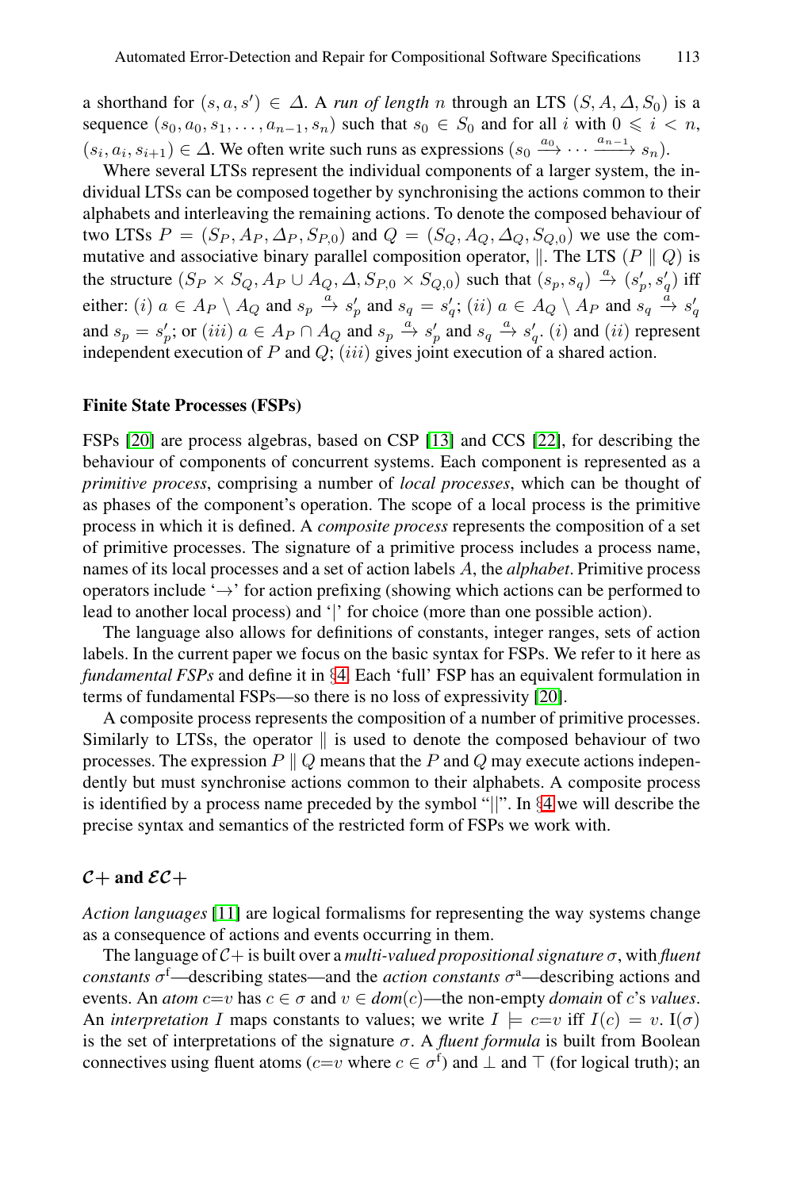a shorthand for $(s, a, s') \in \Delta$. A *run of length* $n$ through an LTS $(S, A, \Delta, S_0)$ is a sequence $(s_0, a_0, s_1, \ldots, a_{n-1}, s_n)$ such that $s_0 \in S_0$ and for all $i$ with $0 \leqslant i < n$, $(s_i, a_i, s_{i+1}) \in \Delta$. We often write such runs as expressions $(s_0 \xrightarrow{a_0} \cdots \xrightarrow{a_{n-1}} s_n)$.

Where several LTSs represent the individual components of a larger system, the individual LTSs can be composed together by synchronising the actions common to their alphabets and interleaving the remaining actions. To denote the composed behaviour of two LTSs $P = (S_P, A_P, \Delta_P, S_{P,0})$ and $Q = (S_Q, A_Q, \Delta_Q, S_{Q,0})$ we use the commutative and associative binary parallel composition operator, $\|$. The LTS $(P \| Q)$ is the structure $(S_P \times S_Q, A_P \cup A_Q, \Delta, S_{P,0} \times S_{Q,0})$ such that $(s_p, s_q) \xrightarrow{a} (s'_p, s'_q)$ iff either: $(i)$ $a \in A_P \setminus A_Q$ and $s_p \xrightarrow{a} s'_p$ and $s_q = s'_q$; $(ii)$ $a \in A_Q \setminus A_P$ and $s_q \xrightarrow{a} s'_q$ and $s_p = s'_p$; or $(iii)$ $a \in A_P \cap A_Q$ and $s_p \xrightarrow{a} s'_p$ and $s_q \xrightarrow{a} s'_q$. $(i)$ and $(ii)$ represent independent execution of $P$ and $Q$; $(iii)$ gives joint execution of a shared action.

### Finite State Processes (FSPs)

FSPs [20] are process algebras, based on CSP [13] and CCS [22], for describing the behaviour of components of concurrent systems. Each component is represented as a *primitive process*, comprising a number of *local processes*, which can be thought of as phases of the component's operation. The scope of a local process is the primitive process in which it is defined. A *composite process* represents the composition of a set of primitive processes. The signature of a primitive process includes a process name, names of its local processes and a set of action labels $A$, the *alphabet*. Primitive process operators include '$\rightarrow$' for action prefixing (showing which actions can be performed to lead to another local process) and '|' for choice (more than one possible action).

The language also allows for definitions of constants, integer ranges, sets of action labels. In the current paper we focus on the basic syntax for FSPs. We refer to it here as *fundamental FSPs* and define it in §4. Each 'full' FSP has an equivalent formulation in terms of fundamental FSPs—so there is no loss of expressivity [20].

A composite process represents the composition of a number of primitive processes. Similarly to LTSs, the operator $\|$ is used to denote the composed behaviour of two processes. The expression $P \| Q$ means that the $P$ and $Q$ may execute actions independently but must synchronise actions common to their alphabets. A composite process is identified by a process name preceded by the symbol "||". In §4 we will describe the precise syntax and semantics of the restricted form of FSPs we work with.

### $\mathcal{C}+$ and $\mathcal{EC}+$

*Action languages* [11] are logical formalisms for representing the way systems change as a consequence of actions and events occurring in them.

The language of $\mathcal{C}+$ is built over a *multi-valued propositional signature* $\sigma$, with *fluent constants* $\sigma^{\mathrm{f}}$—describing states—and the *action constants* $\sigma^{\mathrm{a}}$—describing actions and events. An *atom* $c{=}v$ has $c \in \sigma$ and $v \in dom(c)$—the non-empty *domain* of $c$'s *values*. An *interpretation* $I$ maps constants to values; we write $I \models c{=}v$ iff $I(c) = v$. $\mathrm{I}(\sigma)$ is the set of interpretations of the signature $\sigma$. A *fluent formula* is built from Boolean connectives using fluent atoms ($c{=}v$ where $c \in \sigma^{\mathrm{f}}$) and $\bot$ and $\top$ (for logical truth); an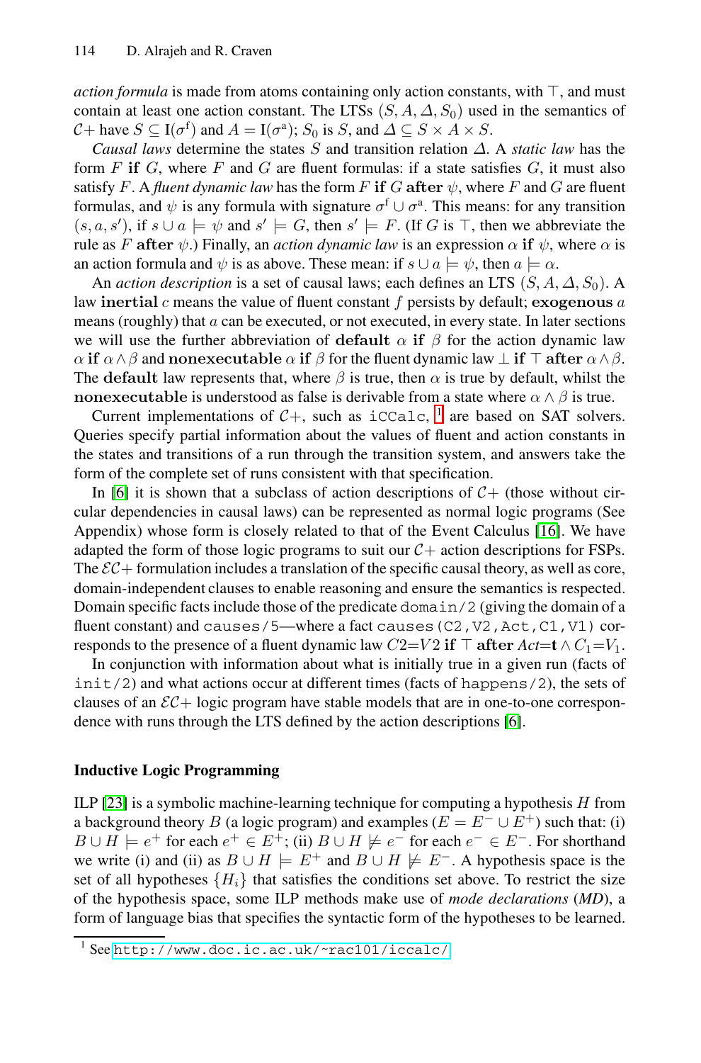*action formula* is made from atoms containing only action constants, with $\top$, and must contain at least one action constant. The LTSs $(S, A, \Delta, S_0)$ used in the semantics of $\mathcal{C}+$ have $S \subseteq \mathbf{I}(\sigma^{\mathrm{f}})$ and $A = \mathbf{I}(\sigma^{\mathrm{a}})$; $S_0$ is $S$, and $\Delta \subseteq S \times A \times S$.

*Causal laws* determine the states $S$ and transition relation $\Delta$. A *static law* has the form $F$ **if** $G$, where $F$ and $G$ are fluent formulas: if a state satisfies $G$, it must also satisfy $F$. A *fluent dynamic law* has the form $F$ **if** $G$ **after** $\psi$, where $F$ and $G$ are fluent formulas, and $\psi$ is any formula with signature $\sigma^{\mathrm{f}} \cup \sigma^{\mathrm{a}}$. This means: for any transition $(s, a, s')$, if $s \cup a \models \psi$ and $s' \models G$, then $s' \models F$. (If $G$ is $\top$, then we abbreviate the rule as $F$ **after** $\psi$.) Finally, an *action dynamic law* is an expression $\alpha$ **if** $\psi$, where $\alpha$ is an action formula and $\psi$ is as above. These mean: if $s \cup a \models \psi$, then $a \models \alpha$.

An *action description* is a set of causal laws; each defines an LTS $(S, A, \Delta, S_0)$. A law **inertial** $c$ means the value of fluent constant $f$ persists by default; **exogenous** $a$ means (roughly) that $a$ can be executed, or not executed, in every state. In later sections we will use the further abbreviation of **default** $\alpha$ **if** $\beta$ for the action dynamic law $\alpha$ **if** $\alpha \wedge \beta$ and **nonexecutable** $\alpha$ **if** $\beta$ for the fluent dynamic law $\bot$ **if** $\top$ **after** $\alpha \wedge \beta$. The **default** law represents that, where $\beta$ is true, then $\alpha$ is true by default, whilst the **nonexecutable** is understood as false is derivable from a state where $\alpha \wedge \beta$ is true.

Current implementations of $\mathcal{C}+$, such as iCCalc, [1] are based on SAT solvers. Queries specify partial information about the values of fluent and action constants in the states and transitions of a run through the transition system, and answers take the form of the complete set of runs consistent with that specification.

In [6] it is shown that a subclass of action descriptions of $\mathcal{C}+$ (those without circular dependencies in causal laws) can be represented as normal logic programs (See Appendix) whose form is closely related to that of the Event Calculus [16]. We have adapted the form of those logic programs to suit our $\mathcal{C}+$ action descriptions for FSPs. The $\mathcal{EC}+$ formulation includes a translation of the specific causal theory, as well as core, domain-independent clauses to enable reasoning and ensure the semantics is respected. Domain specific facts include those of the predicate domain/2 (giving the domain of a fluent constant) and causes/5—where a fact causes(C2,V2,Act,C1,V1) corresponds to the presence of a fluent dynamic law $C2{=}V2$ **if** $\top$ **after** $Act{=}\mathbf{t} \wedge C_1{=}V_1$.

In conjunction with information about what is initially true in a given run (facts of init/2) and what actions occur at different times (facts of happens/2), the sets of clauses of an $\mathcal{EC}+$ logic program have stable models that are in one-to-one correspondence with runs through the LTS defined by the action descriptions [6].

### Inductive Logic Programming

ILP [23] is a symbolic machine-learning technique for computing a hypothesis $H$ from a background theory $B$ (a logic program) and examples ($E = E^- \cup E^+$) such that: (i) $B \cup H \models e^+$ for each $e^+ \in E^+$; (ii) $B \cup H \not\models e^-$ for each $e^- \in E^-$. For shorthand we write (i) and (ii) as $B \cup H \models E^+$ and $B \cup H \not\models E^-$. A hypothesis space is the set of all hypotheses $\{H_i\}$ that satisfies the conditions set above. To restrict the size of the hypothesis space, some ILP methods make use of *mode declarations* (*MD*), a form of language bias that specifies the syntactic form of the hypotheses to be learned.

[1] See http://www.doc.ic.ac.uk/~rac101/iccalc/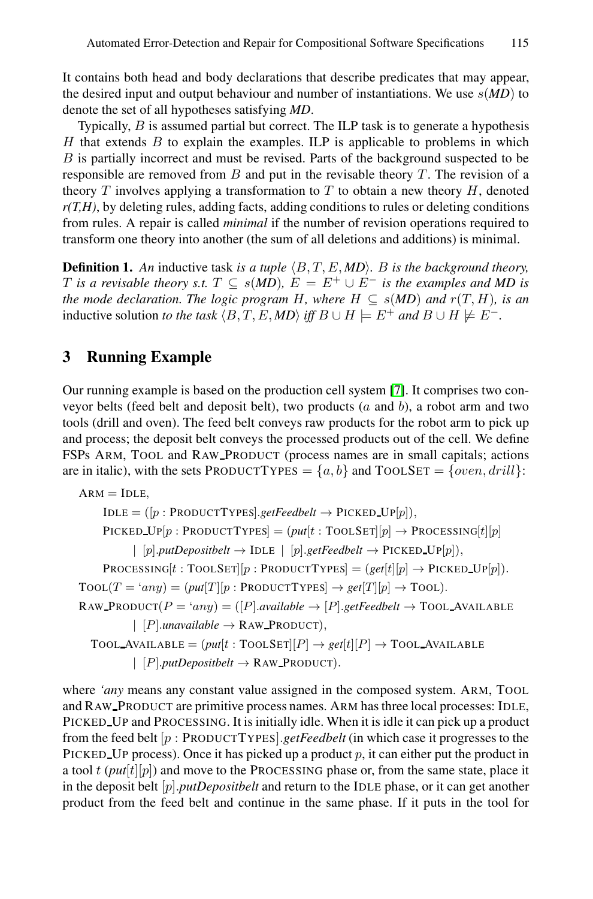It contains both head and body declarations that describe predicates that may appear, the desired input and output behaviour and number of instantiations. We use $s(MD)$ to denote the set of all hypotheses satisfying *MD*.

Typically, $B$ is assumed partial but correct. The ILP task is to generate a hypothesis $H$ that extends $B$ to explain the examples. ILP is applicable to problems in which $B$ is partially incorrect and must be revised. Parts of the background suspected to be responsible are removed from $B$ and put in the revisable theory $T$. The revision of a theory $T$ involves applying a transformation to $T$ to obtain a new theory $H$, denoted *r(T,H)*, by deleting rules, adding facts, adding conditions to rules or deleting conditions from rules. A repair is called *minimal* if the number of revision operations required to transform one theory into another (the sum of all deletions and additions) is minimal.

**Definition 1.** *An* inductive task *is a tuple* $\langle B, T, E, MD\rangle$. $B$ *is the background theory,* $T$ *is a revisable theory s.t.* $T \subseteq s(MD)$, $E = E^+ \cup E^-$ *is the examples and MD is the mode declaration. The logic program* $H$*, where* $H \subseteq s(MD)$ *and* $r(T, H)$*, is an* inductive solution *to the task* $\langle B, T, E, MD\rangle$ *iff* $B \cup H \models E^+$ *and* $B \cup H \not\models E^-$.

## 3 Running Example

Our running example is based on the production cell system [7]. It comprises two conveyor belts (feed belt and deposit belt), two products ($a$ and $b$), a robot arm and two tools (drill and oven). The feed belt conveys raw products for the robot arm to pick up and process; the deposit belt conveys the processed products out of the cell. We define FSPs ARM, TOOL and RAW_PRODUCT (process names are in small capitals; actions are in italic), with the sets PRODUCTTYPES $= \{a, b\}$ and TOOLSET $= \{oven, drill\}$:

ARM = IDLE,

IDLE = ([$p$ : PRODUCTTYPES].*getFeedbelt* $\rightarrow$ PICKED_UP[$p$]),

PICKED_UP[$p$ : PRODUCTTYPES] = (*put*[$t$ : TOOLSET][$p$] $\rightarrow$ PROCESSING[$t$][$p$]

| [$p$].*putDepositbelt* $\rightarrow$ IDLE | [$p$].*getFeedbelt* $\rightarrow$ PICKED_UP[$p$]),

PROCESSING[$t$ : TOOLSET][$p$ : PRODUCTTYPES] = (*get*[$t$][$p$] $\rightarrow$ PICKED_UP[$p$]).

TOOL($T$ = '$any$) = (*put*[$T$][$p$ : PRODUCTTYPES] $\rightarrow$ *get*[$T$][$p$] $\rightarrow$ TOOL).

RAW_PRODUCT($P$ = '$any$) = ([$P$].*available* $\rightarrow$ [$P$].*getFeedbelt* $\rightarrow$ TOOL_AVAILABLE

| [$P$].*unavailable* $\rightarrow$ RAW_PRODUCT),

TOOL_AVAILABLE = (*put*[$t$ : TOOLSET][$P$] $\rightarrow$ *get*[$t$][$P$] $\rightarrow$ TOOL_AVAILABLE

| [$P$].*putDepositbelt* $\rightarrow$ RAW_PRODUCT).

where *'any* means any constant value assigned in the composed system. ARM, TOOL and RAW_PRODUCT are primitive process names. ARM has three local processes: IDLE, PICKED_UP and PROCESSING. It is initially idle. When it is idle it can pick up a product from the feed belt [$p$ : PRODUCTTYPES].*getFeedbelt* (in which case it progresses to the PICKED_UP process). Once it has picked up a product $p$, it can either put the product in a tool $t$ (*put*[$t$][$p$]) and move to the PROCESSING phase or, from the same state, place it in the deposit belt [$p$].*putDepositbelt* and return to the IDLE phase, or it can get another product from the feed belt and continue in the same phase. If it puts in the tool for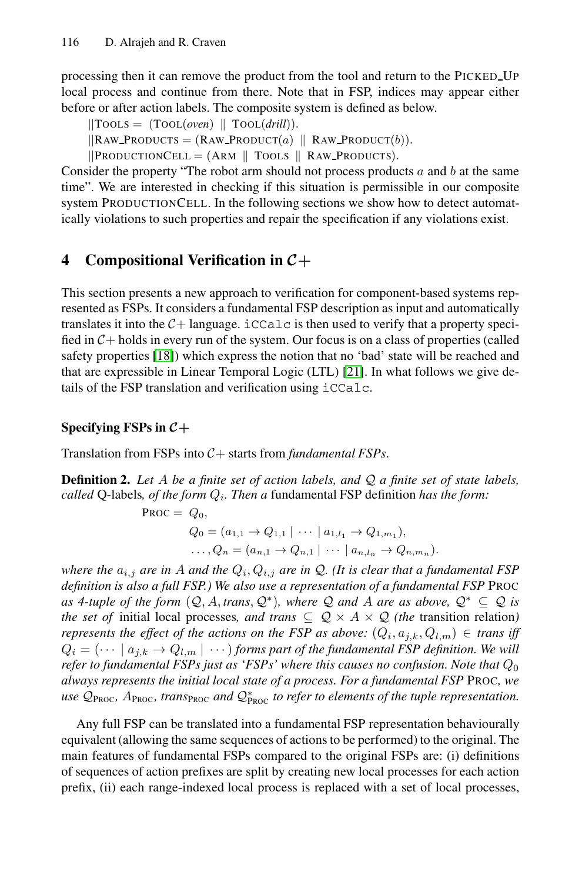processing then it can remove the product from the tool and return to the PICKED_UP local process and continue from there. Note that in FSP, indices may appear either before or after action labels. The composite system is defined as below.

||TOOLS = (TOOL(*oven*) ∥ TOOL(*drill*)).

||RAW_PRODUCTS = (RAW_PRODUCT($a$) ∥ RAW_PRODUCT($b$)).

||PRODUCTIONCELL = (ARM ∥ TOOLS ∥ RAW_PRODUCTS).

Consider the property "The robot arm should not process products $a$ and $b$ at the same time". We are interested in checking if this situation is permissible in our composite system PRODUCTIONCELL. In the following sections we show how to detect automatically violations to such properties and repair the specification if any violations exist.

## 4 Compositional Verification in $\mathcal{C}+$

This section presents a new approach to verification for component-based systems represented as FSPs. It considers a fundamental FSP description as input and automatically translates it into the $\mathcal{C}+$ language. `iCCalc` is then used to verify that a property specified in $\mathcal{C}+$ holds in every run of the system. Our focus is on a class of properties (called safety properties [18]) which express the notion that no 'bad' state will be reached and that are expressible in Linear Temporal Logic (LTL) [21]. In what follows we give details of the FSP translation and verification using `iCCalc`.

### Specifying FSPs in $\mathcal{C}+$

Translation from FSPs into $\mathcal{C}+$ starts from *fundamental FSPs*.

**Definition 2.** *Let $A$ be a finite set of action labels, and $\mathcal{Q}$ a finite set of state labels, called* Q-labels*, of the form $Q_i$. Then a* fundamental FSP definition *has the form:*

$$\begin{aligned} \text{PROC} = \ & Q_0, \\ & Q_0 = (a_{1,1} \rightarrow Q_{1,1} \mid \cdots \mid a_{1,l_1} \rightarrow Q_{1,m_1}), \\ & \ldots, Q_n = (a_{n,1} \rightarrow Q_{n,1} \mid \cdots \mid a_{n,l_n} \rightarrow Q_{n,m_n}). \end{aligned}$$

*where the $a_{i,j}$ are in $A$ and the $Q_i, Q_{i,j}$ are in $\mathcal{Q}$. (It is clear that a fundamental FSP definition is also a full FSP.) We also use a representation of a fundamental FSP* PROC *as 4-tuple of the form $(\mathcal{Q}, A, trans, \mathcal{Q}^*)$, where $\mathcal{Q}$ and $A$ are as above, $\mathcal{Q}^* \subseteq \mathcal{Q}$ is the set of* initial local processes*, and $trans \subseteq \mathcal{Q} \times A \times \mathcal{Q}$ (the* transition relation*) represents the effect of the actions on the FSP as above: $(Q_i, a_{j,k}, Q_{l,m}) \in trans$ iff $Q_i = (\cdots \mid a_{j,k} \rightarrow Q_{l,m} \mid \cdots)$ forms part of the fundamental FSP definition. We will refer to fundamental FSPs just as 'FSPs' where this causes no confusion. Note that $Q_0$ always represents the initial local state of a process. For a fundamental FSP* PROC*, we use $\mathcal{Q}_{\text{PROC}}$, $A_{\text{PROC}}$, $trans_{\text{PROC}}$ and $\mathcal{Q}^*_{\text{PROC}}$ to refer to elements of the tuple representation.*

Any full FSP can be translated into a fundamental FSP representation behaviourally equivalent (allowing the same sequences of actions to be performed) to the original. The main features of fundamental FSPs compared to the original FSPs are: (i) definitions of sequences of action prefixes are split by creating new local processes for each action prefix, (ii) each range-indexed local process is replaced with a set of local processes,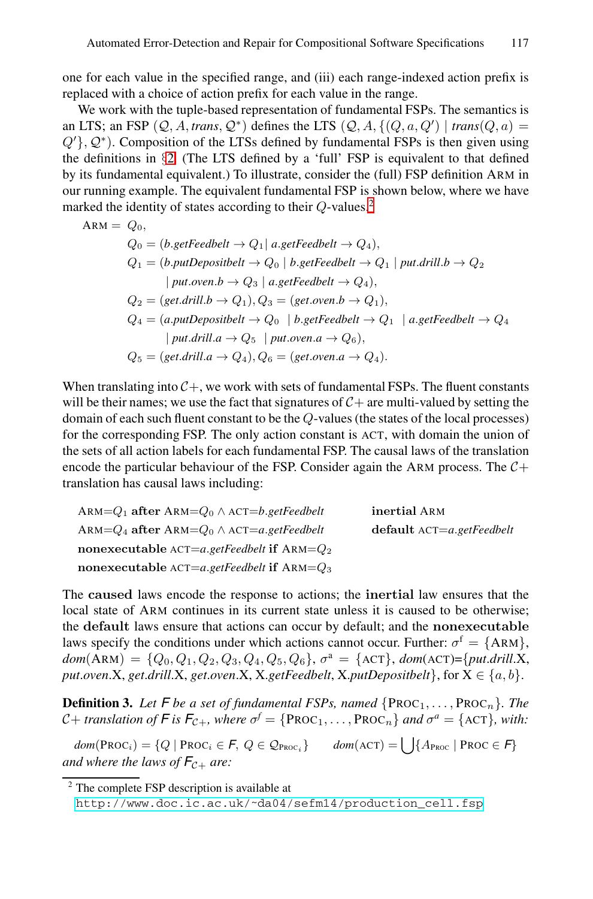one for each value in the specified range, and (iii) each range-indexed action prefix is replaced with a choice of action prefix for each value in the range.

We work with the tuple-based representation of fundamental FSPs. The semantics is an LTS; an FSP $(\mathcal{Q}, A, \mathit{trans}, \mathcal{Q}^*)$ defines the LTS $(\mathcal{Q}, A, \{(Q, a, Q') \mid \mathit{trans}(Q, a) = Q'\}, \mathcal{Q}^*)$. Composition of the LTSs defined by fundamental FSPs is then given using the definitions in §2. (The LTS defined by a 'full' FSP is equivalent to that defined by its fundamental equivalent.) To illustrate, consider the (full) FSP definition ARM in our running example. The equivalent fundamental FSP is shown below, where we have marked the identity of states according to their $Q$-values.[2]

$$
\begin{aligned}
\text{ARM} = \ & Q_0, \\
& Q_0 = (\mathit{b.getFeedbelt} \rightarrow Q_1 \mid \mathit{a.getFeedbelt} \rightarrow Q_4), \\
& Q_1 = (\mathit{b.putDepositbelt} \rightarrow Q_0 \mid \mathit{b.getFeedbelt} \rightarrow Q_1 \mid \mathit{put.drill.b} \rightarrow Q_2 \\
& \qquad \mid \mathit{put.oven.b} \rightarrow Q_3 \mid \mathit{a.getFeedbelt} \rightarrow Q_4), \\
& Q_2 = (\mathit{get.drill.b} \rightarrow Q_1), Q_3 = (\mathit{get.oven.b} \rightarrow Q_1), \\
& Q_4 = (\mathit{a.putDepositbelt} \rightarrow Q_0 \mid \mathit{b.getFeedbelt} \rightarrow Q_1 \mid \mathit{a.getFeedbelt} \rightarrow Q_4 \\
& \qquad \mid \mathit{put.drill.a} \rightarrow Q_5 \mid \mathit{put.oven.a} \rightarrow Q_6), \\
& Q_5 = (\mathit{get.drill.a} \rightarrow Q_4), Q_6 = (\mathit{get.oven.a} \rightarrow Q_4).
\end{aligned}
$$

When translating into $\mathcal{C}+$, we work with sets of fundamental FSPs. The fluent constants will be their names; we use the fact that signatures of $\mathcal{C}+$ are multi-valued by setting the domain of each such fluent constant to be the $Q$-values (the states of the local processes) for the corresponding FSP. The only action constant is ACT, with domain the union of the sets of all action labels for each fundamental FSP. The causal laws of the translation encode the particular behaviour of the FSP. Consider again the ARM process. The $\mathcal{C}+$ translation has causal laws including:

ARM=$Q_1$ **after** ARM=$Q_0$ ∧ ACT=*b.getFeedbelt*
ARM=$Q_4$ **after** ARM=$Q_0$ ∧ ACT=*a.getFeedbelt*
**nonexecutable** ACT=*a.getFeedbelt* **if** ARM=$Q_2$
**nonexecutable** ACT=*a.getFeedbelt* **if** ARM=$Q_3$

**inertial** ARM
**default** ACT=*a.getFeedbelt*

The **caused** laws encode the response to actions; the **inertial** law ensures that the local state of ARM continues in its current state unless it is caused to be otherwise; the **default** laws ensure that actions can occur by default; and the **nonexecutable** laws specify the conditions under which actions cannot occur. Further: $\sigma^{\mathrm{f}} = \{\text{ARM}\}$, $\mathit{dom}(\text{ARM}) = \{Q_0, Q_1, Q_2, Q_3, Q_4, Q_5, Q_6\}$, $\sigma^{\mathrm{a}} = \{\text{ACT}\}$, $\mathit{dom}(\text{ACT})$={*put.drill.*X, *put.oven.*X, *get.drill.*X, *get.oven.*X, X*.getFeedbelt*, X*.putDepositbelt*}, for X $\in \{a, b\}$.

**Definition 3.** *Let $F$ be a set of fundamental FSPs, named $\{\text{PROC}_1, \ldots, \text{PROC}_n\}$. The $\mathcal{C}+$ translation of $F$ is $F_{\mathcal{C}+}$, where $\sigma^f = \{\text{PROC}_1, \ldots, \text{PROC}_n\}$ and $\sigma^a = \{\text{ACT}\}$, with:*

$$\mathit{dom}(\text{PROC}_i) = \{Q \mid \text{PROC}_i \in F,\ Q \in \mathcal{Q}_{\text{PROC}_i}\} \qquad \mathit{dom}(\text{ACT}) = \bigcup \{A_{\text{PROC}} \mid \text{PROC} \in F\}$$

*and where the laws of $F_{\mathcal{C}+}$ are:*

[2] The complete FSP description is available at http://www.doc.ic.ac.uk/~da04/sefm14/production_cell.fsp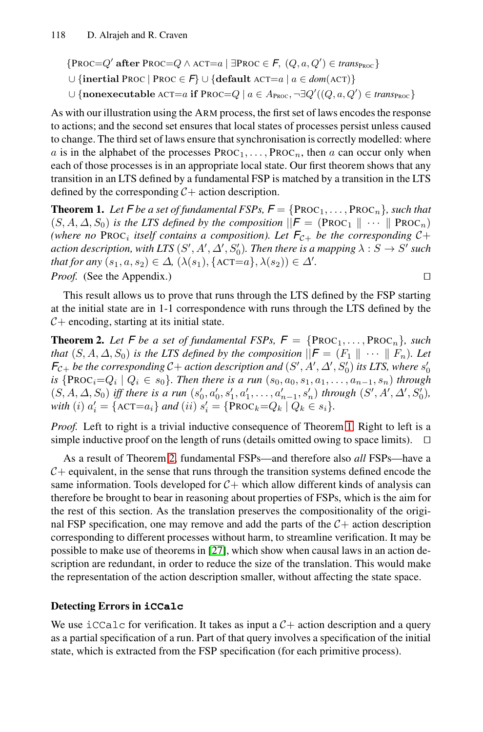$$\{\textsc{Proc}{=}Q' \textbf{ after } \textsc{Proc}{=}Q \wedge \textsc{act}{=}a \mid \exists \textsc{Proc} \in \mathsf{F},\ (Q, a, Q') \in \mathit{trans}_{\textsc{Proc}}\}$$
$$\cup \{\textbf{inertial } \textsc{Proc} \mid \textsc{Proc} \in \mathsf{F}\} \cup \{\textbf{default } \textsc{act}{=}a \mid a \in \mathit{dom}(\textsc{act})\}$$
$$\cup \{\textbf{nonexecutable } \textsc{act}{=}a \textbf{ if } \textsc{Proc}{=}Q \mid a \in A_{\textsc{Proc}}, \neg\exists Q'((Q, a, Q') \in \mathit{trans}_{\textsc{Proc}}\}$$

As with our illustration using the ARM process, the first set of laws encodes the response to actions; and the second set ensures that local states of processes persist unless caused to change. The third set of laws ensure that synchronisation is correctly modelled: where $a$ is in the alphabet of the processes $\textsc{Proc}_1, \ldots, \textsc{Proc}_n$, then $a$ can occur only when each of those processes is in an appropriate local state. Our first theorem shows that any transition in an LTS defined by a fundamental FSP is matched by a transition in the LTS defined by the corresponding $\mathcal{C}+$ action description.

**Theorem 1.** *Let* $\mathsf{F}$ *be a set of fundamental FSPs,* $\mathsf{F} = \{\textsc{Proc}_1, \ldots, \textsc{Proc}_n\}$*, such that* $(S, A, \Delta, S_0)$ *is the LTS defined by the composition* $||\mathsf{F} = (\textsc{Proc}_1 \parallel \cdots \parallel \textsc{Proc}_n)$ *(where no* $\textsc{Proc}_i$ *itself contains a composition). Let* $\mathsf{F}_{\mathcal{C}+}$ *be the corresponding* $\mathcal{C}+$ *action description, with LTS* $(S', A', \Delta', S'_0)$*. Then there is a mapping* $\lambda : S \rightarrow S'$ *such that for any* $(s_1, a, s_2) \in \Delta$*,* $(\lambda(s_1), \{\textsc{act}{=}a\}, \lambda(s_2)) \in \Delta'$*.*

*Proof.* (See the Appendix.) □

This result allows us to prove that runs through the LTS defined by the FSP starting at the initial state are in 1-1 correspondence with runs through the LTS defined by the $\mathcal{C}+$ encoding, starting at its initial state.

**Theorem 2.** *Let* $\mathsf{F}$ *be a set of fundamental FSPs,* $\mathsf{F} = \{\textsc{Proc}_1, \ldots, \textsc{Proc}_n\}$*, such that* $(S, A, \Delta, S_0)$ *is the LTS defined by the composition* $||\mathsf{F} = (F_1 \parallel \cdots \parallel F_n)$*. Let* $\mathsf{F}_{\mathcal{C}+}$ *be the corresponding* $\mathcal{C}+$ *action description and* $(S', A', \Delta', S'_0)$ *its LTS, where* $s'_0$ *is* $\{\textsc{Proc}_i{=}Q_i \mid Q_i \in s_0\}$*. Then there is a run* $(s_0, a_0, s_1, a_1, \ldots, a_{n-1}, s_n)$ *through* $(S, A, \Delta, S_0)$ *iff there is a run* $(s'_0, a'_0, s'_1, a'_1, \ldots, a'_{n-1}, s'_n)$ *through* $(S', A', \Delta', S'_0)$*, with (i)* $a'_i = \{\textsc{act}{=}a_i\}$ *and (ii)* $s'_i = \{\textsc{Proc}_k{=}Q_k \mid Q_k \in s_i\}$*.*

*Proof.* Left to right is a trivial inductive consequence of Theorem 1. Right to left is a simple inductive proof on the length of runs (details omitted owing to space limits). □

As a result of Theorem 2, fundamental FSPs—and therefore also *all* FSPs—have a $\mathcal{C}+$ equivalent, in the sense that runs through the transition systems defined encode the same information. Tools developed for $\mathcal{C}+$ which allow different kinds of analysis can therefore be brought to bear in reasoning about properties of FSPs, which is the aim for the rest of this section. As the translation preserves the compositionality of the original FSP specification, one may remove and add the parts of the $\mathcal{C}+$ action description corresponding to different processes without harm, to streamline verification. It may be possible to make use of theorems in [27], which show when causal laws in an action description are redundant, in order to reduce the size of the translation. This would make the representation of the action description smaller, without affecting the state space.

### Detecting Errors in `iCCalc`

We use `iCCalc` for verification. It takes as input a $\mathcal{C}+$ action description and a query as a partial specification of a run. Part of that query involves a specification of the initial state, which is extracted from the FSP specification (for each primitive process).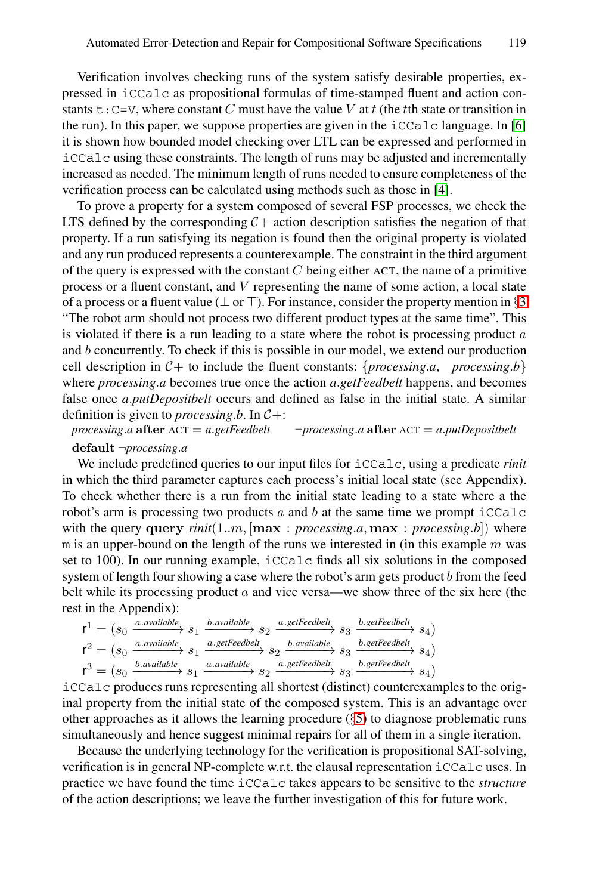Verification involves checking runs of the system satisfy desirable properties, expressed in iCCalc as propositional formulas of time-stamped fluent and action constants t:C=V, where constant $C$ must have the value $V$ at $t$ (the $t$th state or transition in the run). In this paper, we suppose properties are given in the iCCalc language. In [6] it is shown how bounded model checking over LTL can be expressed and performed in iCCalc using these constraints. The length of runs may be adjusted and incrementally increased as needed. The minimum length of runs needed to ensure completeness of the verification process can be calculated using methods such as those in [4].

To prove a property for a system composed of several FSP processes, we check the LTS defined by the corresponding $\mathcal{C}+$ action description satisfies the negation of that property. If a run satisfying its negation is found then the original property is violated and any run produced represents a counterexample. The constraint in the third argument of the query is expressed with the constant $C$ being either ACT, the name of a primitive process or a fluent constant, and $V$ representing the name of some action, a local state of a process or a fluent value ($\bot$ or $\top$). For instance, consider the property mention in §3 "The robot arm should not process two different product types at the same time". This is violated if there is a run leading to a state where the robot is processing product $a$ and $b$ concurrently. To check if this is possible in our model, we extend our production cell description in $\mathcal{C}+$ to include the fluent constants: {*processing.a*, *processing.b*} where *processing.a* becomes true once the action *a.getFeedbelt* happens, and becomes false once *a.putDepositbelt* occurs and defined as false in the initial state. A similar definition is given to *processing.b*. In $\mathcal{C}+$:

*processing.a* **after** ACT $=$ *a.getFeedbelt* $\quad\quad$ $\neg$*processing.a* **after** ACT $=$ *a.putDepositbelt*

**default** $\neg$*processing.a*

We include predefined queries to our input files for iCCalc, using a predicate *rinit* in which the third parameter captures each process's initial local state (see Appendix). To check whether there is a run from the initial state leading to a state where a the robot's arm is processing two products $a$ and $b$ at the same time we prompt iCCalc with the query **query** *rinit*$(1..m, [$**max** : *processing.a*, **max** : *processing.b*$])$ where m is an upper-bound on the length of the runs we interested in (in this example $m$ was set to 100). In our running example, iCCalc finds all six solutions in the composed system of length four showing a case where the robot's arm gets product $b$ from the feed belt while its processing product $a$ and vice versa—we show three of the six here (the rest in the Appendix):

$$\mathsf{r}^1 = (s_0 \xrightarrow{a.available} s_1 \xrightarrow{b.available} s_2 \xrightarrow{a.getFeedbelt} s_3 \xrightarrow{b.getFeedbelt} s_4)$$
$$\mathsf{r}^2 = (s_0 \xrightarrow{a.available} s_1 \xrightarrow{a.getFeedbelt} s_2 \xrightarrow{b.available} s_3 \xrightarrow{b.getFeedbelt} s_4)$$
$$\mathsf{r}^3 = (s_0 \xrightarrow{b.available} s_1 \xrightarrow{a.available} s_2 \xrightarrow{a.getFeedbelt} s_3 \xrightarrow{b.getFeedbelt} s_4)$$

iCCalc produces runs representing all shortest (distinct) counterexamples to the original property from the initial state of the composed system. This is an advantage over other approaches as it allows the learning procedure (§5) to diagnose problematic runs simultaneously and hence suggest minimal repairs for all of them in a single iteration.

Because the underlying technology for the verification is propositional SAT-solving, verification is in general NP-complete w.r.t. the clausal representation iCCalc uses. In practice we have found the time iCCalc takes appears to be sensitive to the *structure* of the action descriptions; we leave the further investigation of this for future work.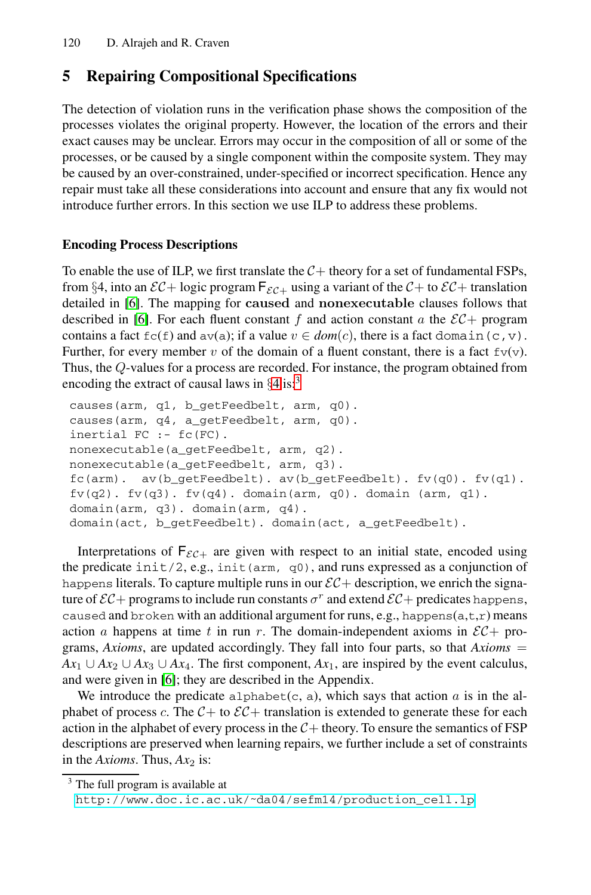## 5 Repairing Compositional Specifications

The detection of violation runs in the verification phase shows the composition of the processes violates the original property. However, the location of the errors and their exact causes may be unclear. Errors may occur in the composition of all or some of the processes, or be caused by a single component within the composite system. They may be caused by an over-constrained, under-specified or incorrect specification. Hence any repair must take all these considerations into account and ensure that any fix would not introduce further errors. In this section we use ILP to address these problems.

### Encoding Process Descriptions

To enable the use of ILP, we first translate the $\mathcal{C}+$ theory for a set of fundamental FSPs, from §4, into an $\mathcal{EC}+$ logic program $\mathsf{F}_{\mathcal{EC}+}$ using a variant of the $\mathcal{C}+$ to $\mathcal{EC}+$ translation detailed in [6]. The mapping for **caused** and **nonexecutable** clauses follows that described in [6]. For each fluent constant $f$ and action constant $a$ the $\mathcal{EC}+$ program contains a fact `fc(f)` and `av(a)`; if a value $v \in dom(c)$, there is a fact `domain(c,v)`. Further, for every member $v$ of the domain of a fluent constant, there is a fact `fv(v)`. Thus, the $Q$-values for a process are recorded. For instance, the program obtained from encoding the extract of causal laws in §4 is:[3]

```
causes(arm, q1, b_getFeedbelt, arm, q0).
causes(arm, q4, a_getFeedbelt, arm, q0).
inertial FC :- fc(FC).
nonexecutable(a_getFeedbelt, arm, q2).
nonexecutable(a_getFeedbelt, arm, q3).
fc(arm).  av(b_getFeedbelt). av(b_getFeedbelt). fv(q0). fv(q1).
fv(q2). fv(q3). fv(q4). domain(arm, q0). domain (arm, q1).
domain(arm, q3). domain(arm, q4).
domain(act, b_getFeedbelt). domain(act, a_getFeedbelt).
```

Interpretations of $\mathsf{F}_{\mathcal{EC}+}$ are given with respect to an initial state, encoded using the predicate `init/2`, e.g., `init(arm, q0)`, and runs expressed as a conjunction of `happens` literals. To capture multiple runs in our $\mathcal{EC}+$ description, we enrich the signature of $\mathcal{EC}+$ programs to include run constants $\sigma^r$ and extend $\mathcal{EC}+$ predicates `happens`, `caused` and `broken` with an additional argument for runs, e.g., `happens(a,t,r)` means action $a$ happens at time $t$ in run $r$. The domain-independent axioms in $\mathcal{EC}+$ programs, *Axioms*, are updated accordingly. They fall into four parts, so that $Axioms = Ax_1 \cup Ax_2 \cup Ax_3 \cup Ax_4$. The first component, $Ax_1$, are inspired by the event calculus, and were given in [6]; they are described in the Appendix.

We introduce the predicate `alphabet(c, a)`, which says that action $a$ is in the alphabet of process $c$. The $\mathcal{C}+$ to $\mathcal{EC}+$ translation is extended to generate these for each action in the alphabet of every process in the $\mathcal{C}+$ theory. To ensure the semantics of FSP descriptions are preserved when learning repairs, we further include a set of constraints in the *Axioms*. Thus, $Ax_2$ is:

[3] The full program is available at http://www.doc.ic.ac.uk/~da04/sefm14/production_cell.lp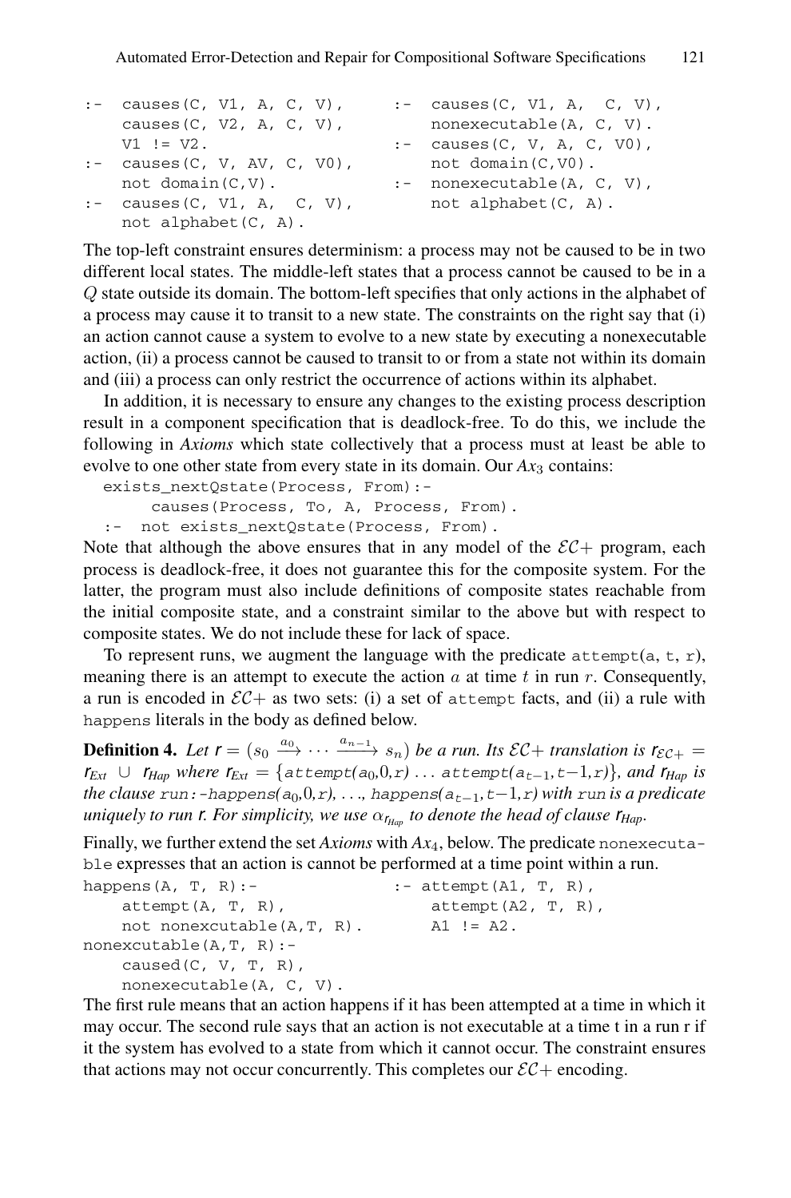```
:-  causes(C, V1, A, C, V),        :-  causes(C, V1, A,  C, V),
    causes(C, V2, A, C, V),            nonexecutable(A, C, V).
    V1 != V2.                      :-  causes(C, V, A, C, V0),
:-  causes(C, V, AV, C, V0),           not domain(C,V0).
    not domain(C,V).               :-  nonexecutable(A, C, V),
:-  causes(C, V1, A,  C, V),           not alphabet(C, A).
    not alphabet(C, A).
```

The top-left constraint ensures determinism: a process may not be caused to be in two different local states. The middle-left states that a process cannot be caused to be in a $Q$ state outside its domain. The bottom-left specifies that only actions in the alphabet of a process may cause it to transit to a new state. The constraints on the right say that (i) an action cannot cause a system to evolve to a new state by executing a nonexecutable action, (ii) a process cannot be caused to transit to or from a state not within its domain and (iii) a process can only restrict the occurrence of actions within its alphabet.

In addition, it is necessary to ensure any changes to the existing process description result in a component specification that is deadlock-free. To do this, we include the following in *Axioms* which state collectively that a process must at least be able to evolve to one other state from every state in its domain. Our $Ax_3$ contains:

```
exists_nextQstate(Process, From):-
     causes(Process, To, A, Process, From).
 :-  not exists_nextQstate(Process, From).
```

Note that although the above ensures that in any model of the $\mathcal{EC}+$ program, each process is deadlock-free, it does not guarantee this for the composite system. For the latter, the program must also include definitions of composite states reachable from the initial composite state, and a constraint similar to the above but with respect to composite states. We do not include these for lack of space.

To represent runs, we augment the language with the predicate attempt(a, t, r), meaning there is an attempt to execute the action $a$ at time $t$ in run $r$. Consequently, a run is encoded in $\mathcal{EC}+$ as two sets: (i) a set of attempt facts, and (ii) a rule with happens literals in the body as defined below.

**Definition 4.** *Let* $r = (s_0 \xrightarrow{a_0} \cdots \xrightarrow{a_{n-1}} s_n)$ *be a run. Its* $\mathcal{EC}+$ *translation is* $r_{\mathcal{EC}+} = r_{Ext} \cup r_{Hap}$ *where* $r_{Ext} = \{$attempt($a_0$,0,r) ... attempt($a_{t-1}$,$t-1$,r)$\}$*, and* $r_{Hap}$ *is the clause* run:-happens($a_0$,0,r), ..., happens($a_{t-1}$,$t-1$,r) *with* run *is a predicate uniquely to run* r*. For simplicity, we use* $\alpha_{r_{Hap}}$ *to denote the head of clause* $r_{Hap}$*.*

Finally, we further extend the set *Axioms* with $Ax_4$, below. The predicate nonexecutable expresses that an action is cannot be performed at a time point within a run.

```
happens(A, T, R):-               :- attempt(A1, T, R),
    attempt(A, T, R),                attempt(A2, T, R),
    not nonexcutable(A,T, R).        A1 != A2.
nonexcutable(A,T, R):-
    caused(C, V, T, R),
    nonexecutable(A, C, V).
```

The first rule means that an action happens if it has been attempted at a time in which it may occur. The second rule says that an action is not executable at a time t in a run r if it the system has evolved to a state from which it cannot occur. The constraint ensures that actions may not occur concurrently. This completes our $\mathcal{EC}+$ encoding.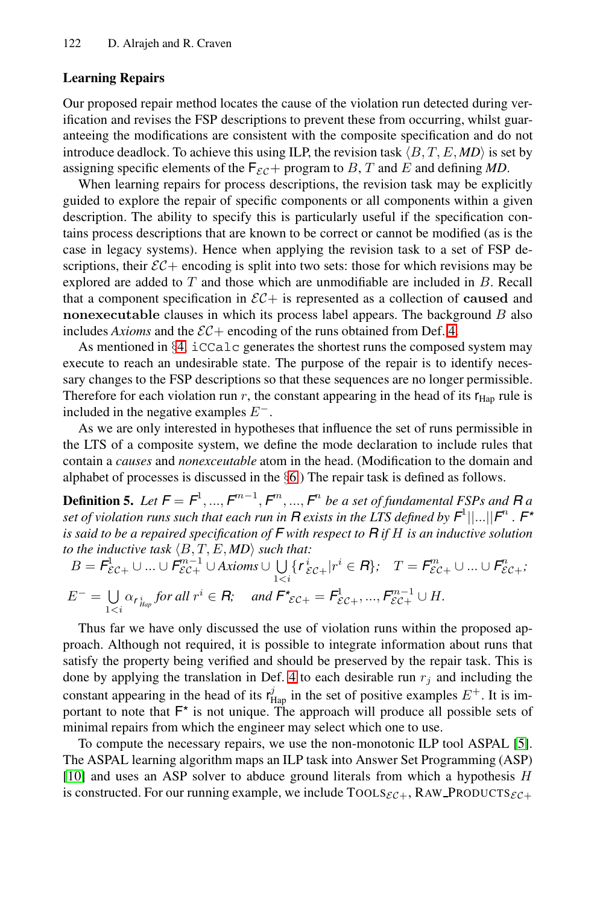### Learning Repairs

Our proposed repair method locates the cause of the violation run detected during verification and revises the FSP descriptions to prevent these from occurring, whilst guaranteeing the modifications are consistent with the composite specification and do not introduce deadlock. To achieve this using ILP, the revision task $\langle B, T, E, \mathit{MD}\rangle$ is set by assigning specific elements of the $\mathsf{F}_{\mathcal{EC}}+$ program to $B$, $T$ and $E$ and defining *MD*.

When learning repairs for process descriptions, the revision task may be explicitly guided to explore the repair of specific components or all components within a given description. The ability to specify this is particularly useful if the specification contains process descriptions that are known to be correct or cannot be modified (as is the case in legacy systems). Hence when applying the revision task to a set of FSP descriptions, their $\mathcal{EC}+$ encoding is split into two sets: those for which revisions may be explored are added to $T$ and those which are unmodifiable are included in $B$. Recall that a component specification in $\mathcal{EC}+$ is represented as a collection of **caused** and **nonexecutable** clauses in which its process label appears. The background $B$ also includes *Axioms* and the $\mathcal{EC}+$ encoding of the runs obtained from Def. 4.

As mentioned in §4, `iCCalc` generates the shortest runs the composed system may execute to reach an undesirable state. The purpose of the repair is to identify necessary changes to the FSP descriptions so that these sequences are no longer permissible. Therefore for each violation run $r$, the constant appearing in the head of its $\mathsf{r}_{\text{Hap}}$ rule is included in the negative examples $E^-$.

As we are only interested in hypotheses that influence the set of runs permissible in the LTS of a composite system, we define the mode declaration to include rules that contain a *causes* and *nonexecutable* atom in the head. (Modification to the domain and alphabet of processes is discussed in the §6.) The repair task is defined as follows.

**Definition 5.** *Let* $\mathsf{F} = \mathsf{F}^1, ..., \mathsf{F}^{m-1}, \mathsf{F}^m, ..., \mathsf{F}^n$ *be a set of fundamental FSPs and* $\mathsf{R}$ *a set of violation runs such that each run in* $\mathsf{R}$ *exists in the LTS defined by* $\mathsf{F}^1||...||\mathsf{F}^n$ *.* $\mathsf{F}^\star$ *is said to be a repaired specification of* $\mathsf{F}$ *with respect to* $\mathsf{R}$ *if* $H$ *is an inductive solution to the inductive task* $\langle B, T, E, \mathit{MD}\rangle$ *such that:*

$$B = \mathsf{F}^1_{\mathcal{EC}+} \cup ... \cup \mathsf{F}^{m-1}_{\mathcal{EC}+} \cup \mathit{Axioms} \cup \bigcup_{1<i} \{\mathsf{r}^i_{\mathcal{EC}+} | r^i \in \mathsf{R}\}; \quad T = \mathsf{F}^m_{\mathcal{EC}+} \cup ... \cup \mathsf{F}^n_{\mathcal{EC}+};$$

$$E^- = \bigcup_{1<i} \alpha_{r^i_{Hap}} \textit{ for all } r^i \in \mathsf{R}; \quad \textit{and } \mathsf{F}^\star{}_{\mathcal{EC}+} = \mathsf{F}^1_{\mathcal{EC}+}, ..., \mathsf{F}^{m-1}_{\mathcal{EC}+} \cup H.$$

Thus far we have only discussed the use of violation runs within the proposed approach. Although not required, it is possible to integrate information about runs that satisfy the property being verified and should be preserved by the repair task. This is done by applying the translation in Def. 4 to each desirable run $r_j$ and including the constant appearing in the head of its $\mathsf{r}^j_{\text{Hap}}$ in the set of positive examples $E^+$. It is important to note that $\mathsf{F}^\star$ is not unique. The approach will produce all possible sets of minimal repairs from which the engineer may select which one to use.

To compute the necessary repairs, we use the non-monotonic ILP tool ASPAL [5]. The ASPAL learning algorithm maps an ILP task into Answer Set Programming (ASP) [10] and uses an ASP solver to abduce ground literals from which a hypothesis $H$ is constructed. For our running example, we include $\text{TOOLS}_{\mathcal{EC}+}$, $\text{RAW\_PRODUCTS}_{\mathcal{EC}+}$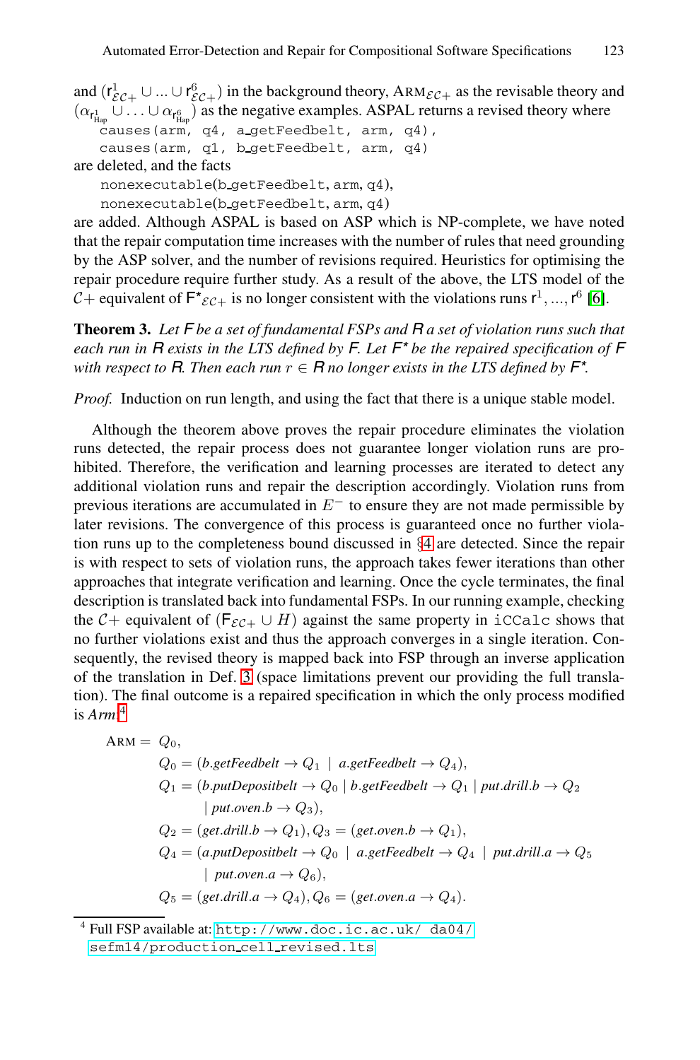and $(\mathsf{r}^1_{\mathcal{EC}+} \cup ... \cup \mathsf{r}^6_{\mathcal{EC}+})$ in the background theory, $\text{ARM}_{\mathcal{EC}+}$ as the revisable theory and $(\alpha_{\mathsf{r}^1_{\text{Hap}}} \cup \ldots \cup \alpha_{\mathsf{r}^6_{\text{Hap}}})$ as the negative examples. ASPAL returns a revised theory where

```
causes(arm, q4, a_getFeedbelt, arm, q4),
causes(arm, q1, b_getFeedbelt, arm, q4)
```

are deleted, and the facts

```
nonexecutable(b_getFeedbelt, arm, q4),
nonexecutable(b_getFeedbelt, arm, q4)
```

are added. Although ASPAL is based on ASP which is NP-complete, we have noted that the repair computation time increases with the number of rules that need grounding by the ASP solver, and the number of revisions required. Heuristics for optimising the repair procedure require further study. As a result of the above, the LTS model of the $\mathcal{C}+$ equivalent of $\mathsf{F^\star}_{\mathcal{EC}+}$ is no longer consistent with the violations runs $\mathsf{r}^1, ..., \mathsf{r}^6$ [6].

**Theorem 3.** *Let* $\mathsf{F}$ *be a set of fundamental FSPs and* $\mathsf{R}$ *a set of violation runs such that each run in* $\mathsf{R}$ *exists in the LTS defined by* $\mathsf{F}$*. Let* $\mathsf{F^\star}$ *be the repaired specification of* $\mathsf{F}$ *with respect to* $\mathsf{R}$*. Then each run* $r \in \mathsf{R}$ *no longer exists in the LTS defined by* $\mathsf{F^\star}$*.*

*Proof.* Induction on run length, and using the fact that there is a unique stable model.

Although the theorem above proves the repair procedure eliminates the violation runs detected, the repair process does not guarantee longer violation runs are prohibited. Therefore, the verification and learning processes are iterated to detect any additional violation runs and repair the description accordingly. Violation runs from previous iterations are accumulated in $E^-$ to ensure they are not made permissible by later revisions. The convergence of this process is guaranteed once no further violation runs up to the completeness bound discussed in §4 are detected. Since the repair is with respect to sets of violation runs, the approach takes fewer iterations than other approaches that integrate verification and learning. Once the cycle terminates, the final description is translated back into fundamental FSPs. In our running example, checking the $\mathcal{C}+$ equivalent of $(\mathsf{F}_{\mathcal{EC}+} \cup H)$ against the same property in `iCCalc` shows that no further violations exist and thus the approach converges in a single iteration. Consequently, the revised theory is mapped back into FSP through an inverse application of the translation in Def. 3 (space limitations prevent our providing the full translation). The final outcome is a repaired specification in which the only process modified is *Arm*:[4]

$$
\begin{aligned}
\text{ARM} = \; & Q_0,\\
& Q_0 = (\textit{b.getFeedbelt} \rightarrow Q_1 \;\mid\; \textit{a.getFeedbelt} \rightarrow Q_4),\\
& Q_1 = (\textit{b.putDepositbelt} \rightarrow Q_0 \mid \textit{b.getFeedbelt} \rightarrow Q_1 \mid \textit{put.drill.b} \rightarrow Q_2\\
& \qquad \mid \textit{put.oven.b} \rightarrow Q_3),\\
& Q_2 = (\textit{get.drill.b} \rightarrow Q_1), Q_3 = (\textit{get.oven.b} \rightarrow Q_1),\\
& Q_4 = (\textit{a.putDepositbelt} \rightarrow Q_0 \;\mid\; \textit{a.getFeedbelt} \rightarrow Q_4 \;\mid\; \textit{put.drill.a} \rightarrow Q_5\\
& \qquad \mid\; \textit{put.oven.a} \rightarrow Q_6),\\
& Q_5 = (\textit{get.drill.a} \rightarrow Q_4), Q_6 = (\textit{get.oven.a} \rightarrow Q_4).
\end{aligned}
$$

[4] Full FSP available at: http://www.doc.ic.ac.uk/ da04/sefm14/production_cell_revised.lts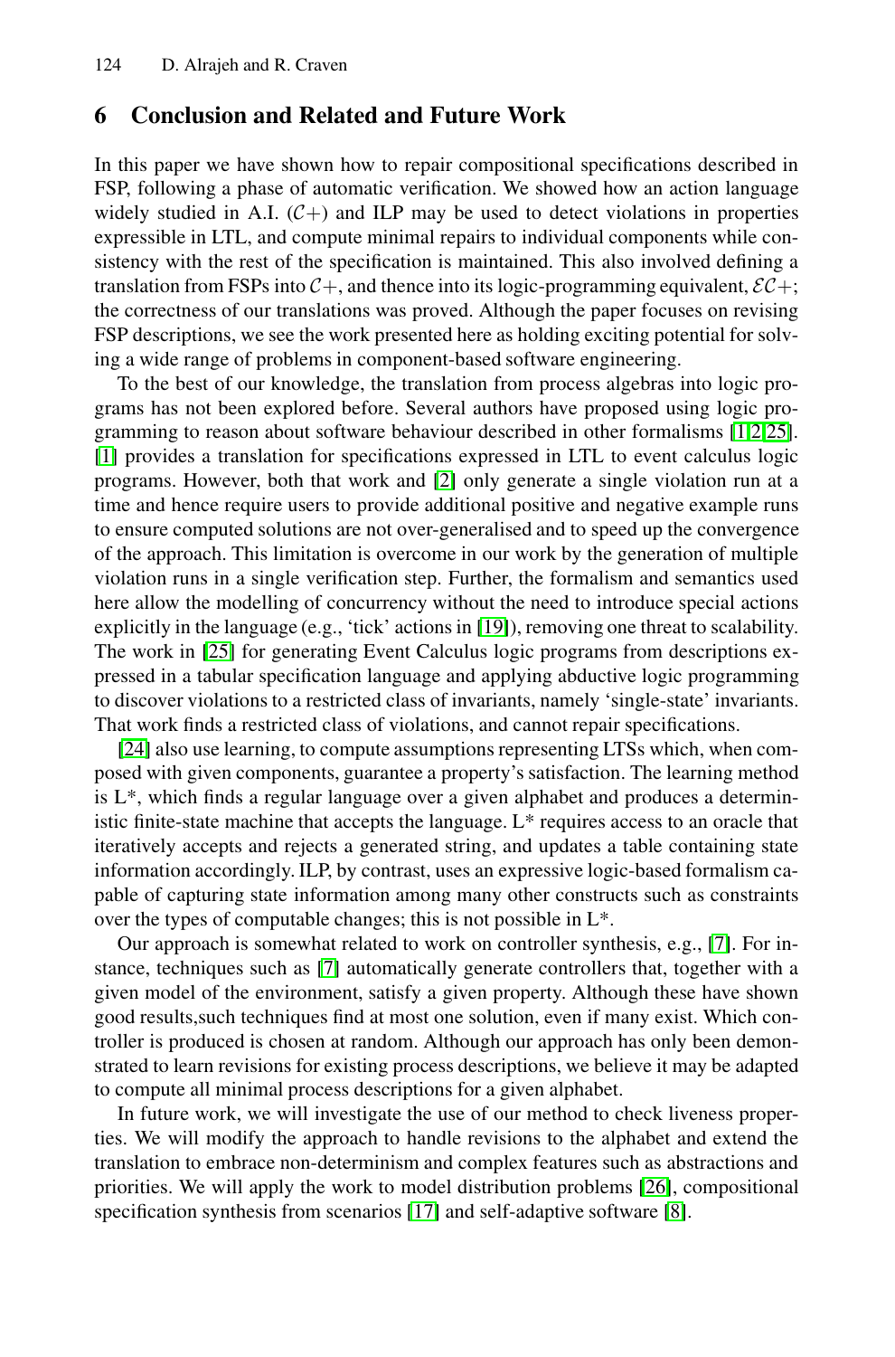## 6 Conclusion and Related and Future Work

In this paper we have shown how to repair compositional specifications described in FSP, following a phase of automatic verification. We showed how an action language widely studied in A.I. ($\mathcal{C}+$) and ILP may be used to detect violations in properties expressible in LTL, and compute minimal repairs to individual components while consistency with the rest of the specification is maintained. This also involved defining a translation from FSPs into $\mathcal{C}+$, and thence into its logic-programming equivalent, $\mathcal{EC}+$; the correctness of our translations was proved. Although the paper focuses on revising FSP descriptions, we see the work presented here as holding exciting potential for solving a wide range of problems in component-based software engineering.

To the best of our knowledge, the translation from process algebras into logic programs has not been explored before. Several authors have proposed using logic programming to reason about software behaviour described in other formalisms [1,2,25]. [1] provides a translation for specifications expressed in LTL to event calculus logic programs. However, both that work and [2] only generate a single violation run at a time and hence require users to provide additional positive and negative example runs to ensure computed solutions are not over-generalised and to speed up the convergence of the approach. This limitation is overcome in our work by the generation of multiple violation runs in a single verification step. Further, the formalism and semantics used here allow the modelling of concurrency without the need to introduce special actions explicitly in the language (e.g., 'tick' actions in [19]), removing one threat to scalability. The work in [25] for generating Event Calculus logic programs from descriptions expressed in a tabular specification language and applying abductive logic programming to discover violations to a restricted class of invariants, namely 'single-state' invariants. That work finds a restricted class of violations, and cannot repair specifications.

[24] also use learning, to compute assumptions representing LTSs which, when composed with given components, guarantee a property's satisfaction. The learning method is L*, which finds a regular language over a given alphabet and produces a deterministic finite-state machine that accepts the language. L* requires access to an oracle that iteratively accepts and rejects a generated string, and updates a table containing state information accordingly. ILP, by contrast, uses an expressive logic-based formalism capable of capturing state information among many other constructs such as constraints over the types of computable changes; this is not possible in L*.

Our approach is somewhat related to work on controller synthesis, e.g., [7]. For instance, techniques such as [7] automatically generate controllers that, together with a given model of the environment, satisfy a given property. Although these have shown good results,such techniques find at most one solution, even if many exist. Which controller is produced is chosen at random. Although our approach has only been demonstrated to learn revisions for existing process descriptions, we believe it may be adapted to compute all minimal process descriptions for a given alphabet.

In future work, we will investigate the use of our method to check liveness properties. We will modify the approach to handle revisions to the alphabet and extend the translation to embrace non-determinism and complex features such as abstractions and priorities. We will apply the work to model distribution problems [26], compositional specification synthesis from scenarios [17] and self-adaptive software [8].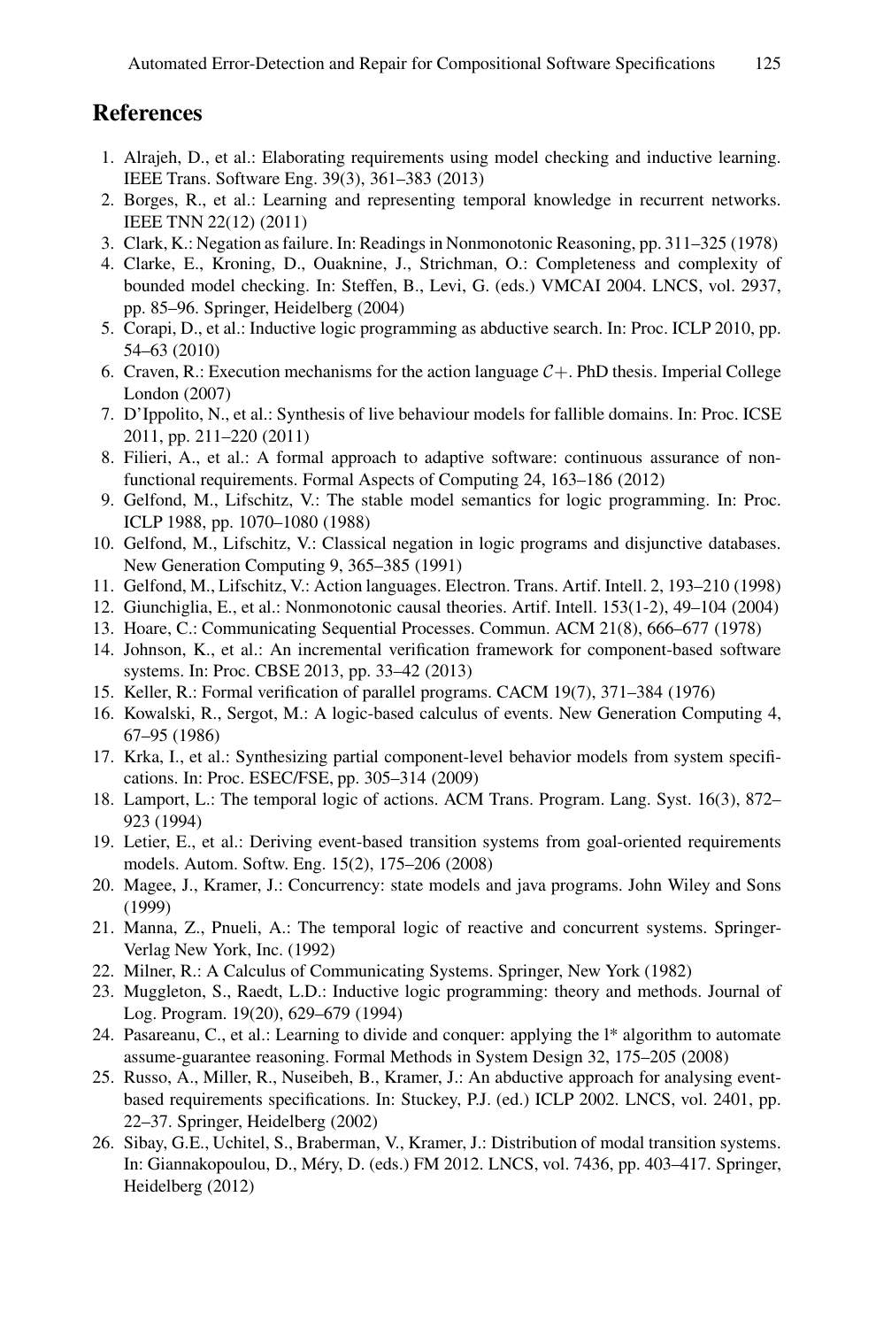## References

1. Alrajeh, D., et al.: Elaborating requirements using model checking and inductive learning. IEEE Trans. Software Eng. 39(3), 361–383 (2013)
2. Borges, R., et al.: Learning and representing temporal knowledge in recurrent networks. IEEE TNN 22(12) (2011)
3. Clark, K.: Negation as failure. In: Readings in Nonmonotonic Reasoning, pp. 311–325 (1978)
4. Clarke, E., Kroning, D., Ouaknine, J., Strichman, O.: Completeness and complexity of bounded model checking. In: Steffen, B., Levi, G. (eds.) VMCAI 2004. LNCS, vol. 2937, pp. 85–96. Springer, Heidelberg (2004)
5. Corapi, D., et al.: Inductive logic programming as abductive search. In: Proc. ICLP 2010, pp. 54–63 (2010)
6. Craven, R.: Execution mechanisms for the action language $\mathcal{C}+$. PhD thesis. Imperial College London (2007)
7. D'Ippolito, N., et al.: Synthesis of live behaviour models for fallible domains. In: Proc. ICSE 2011, pp. 211–220 (2011)
8. Filieri, A., et al.: A formal approach to adaptive software: continuous assurance of non-functional requirements. Formal Aspects of Computing 24, 163–186 (2012)
9. Gelfond, M., Lifschitz, V.: The stable model semantics for logic programming. In: Proc. ICLP 1988, pp. 1070–1080 (1988)
10. Gelfond, M., Lifschitz, V.: Classical negation in logic programs and disjunctive databases. New Generation Computing 9, 365–385 (1991)
11. Gelfond, M., Lifschitz, V.: Action languages. Electron. Trans. Artif. Intell. 2, 193–210 (1998)
12. Giunchiglia, E., et al.: Nonmonotonic causal theories. Artif. Intell. 153(1-2), 49–104 (2004)
13. Hoare, C.: Communicating Sequential Processes. Commun. ACM 21(8), 666–677 (1978)
14. Johnson, K., et al.: An incremental verification framework for component-based software systems. In: Proc. CBSE 2013, pp. 33–42 (2013)
15. Keller, R.: Formal verification of parallel programs. CACM 19(7), 371–384 (1976)
16. Kowalski, R., Sergot, M.: A logic-based calculus of events. New Generation Computing 4, 67–95 (1986)
17. Krka, I., et al.: Synthesizing partial component-level behavior models from system specifications. In: Proc. ESEC/FSE, pp. 305–314 (2009)
18. Lamport, L.: The temporal logic of actions. ACM Trans. Program. Lang. Syst. 16(3), 872–923 (1994)
19. Letier, E., et al.: Deriving event-based transition systems from goal-oriented requirements models. Autom. Softw. Eng. 15(2), 175–206 (2008)
20. Magee, J., Kramer, J.: Concurrency: state models and java programs. John Wiley and Sons (1999)
21. Manna, Z., Pnueli, A.: The temporal logic of reactive and concurrent systems. Springer-Verlag New York, Inc. (1992)
22. Milner, R.: A Calculus of Communicating Systems. Springer, New York (1982)
23. Muggleton, S., Raedt, L.D.: Inductive logic programming: theory and methods. Journal of Log. Program. 19(20), 629–679 (1994)
24. Pasareanu, C., et al.: Learning to divide and conquer: applying the l* algorithm to automate assume-guarantee reasoning. Formal Methods in System Design 32, 175–205 (2008)
25. Russo, A., Miller, R., Nuseibeh, B., Kramer, J.: An abductive approach for analysing event-based requirements specifications. In: Stuckey, P.J. (ed.) ICLP 2002. LNCS, vol. 2401, pp. 22–37. Springer, Heidelberg (2002)
26. Sibay, G.E., Uchitel, S., Braberman, V., Kramer, J.: Distribution of modal transition systems. In: Giannakopoulou, D., Méry, D. (eds.) FM 2012. LNCS, vol. 7436, pp. 403–417. Springer, Heidelberg (2012)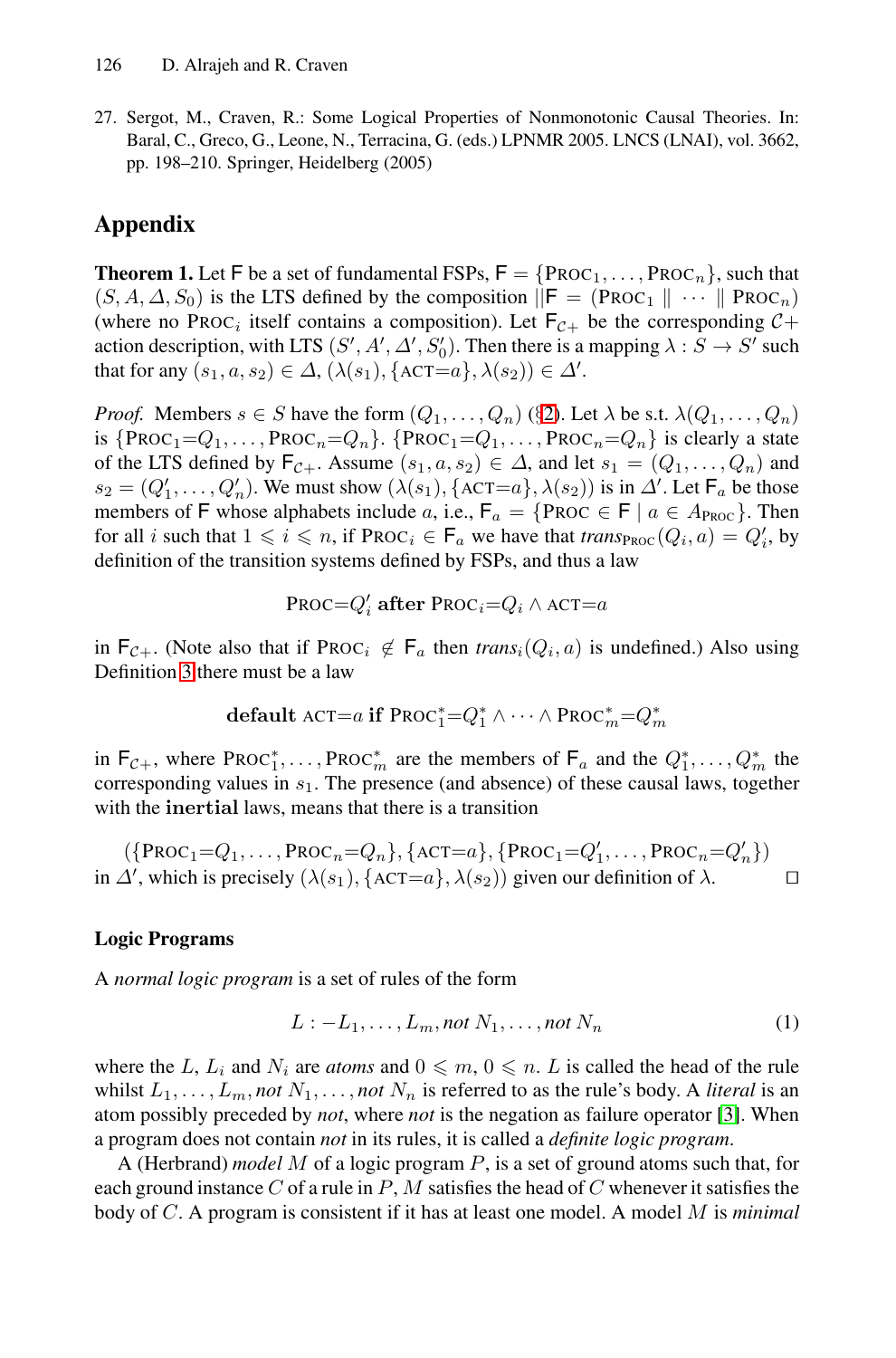27. Sergot, M., Craven, R.: Some Logical Properties of Nonmonotonic Causal Theories. In: Baral, C., Greco, G., Leone, N., Terracina, G. (eds.) LPNMR 2005. LNCS (LNAI), vol. 3662, pp. 198–210. Springer, Heidelberg (2005)

## Appendix

**Theorem 1.** Let $\mathsf{F}$ be a set of fundamental FSPs, $\mathsf{F} = \{\textsc{Proc}_1, \ldots, \textsc{Proc}_n\}$, such that $(S, A, \Delta, S_0)$ is the LTS defined by the composition $||\mathsf{F} = (\textsc{Proc}_1 \parallel \cdots \parallel \textsc{Proc}_n)$ (where no $\textsc{Proc}_i$ itself contains a composition). Let $\mathsf{F}_{\mathcal{C}+}$ be the corresponding $\mathcal{C}+$ action description, with LTS $(S', A', \Delta', S'_0)$. Then there is a mapping $\lambda : S \to S'$ such that for any $(s_1, a, s_2) \in \Delta$, $(\lambda(s_1), \{\textsc{act}{=}a\}, \lambda(s_2)) \in \Delta'$.

*Proof.* Members $s \in S$ have the form $(Q_1, \ldots, Q_n)$ (§2). Let $\lambda$ be s.t. $\lambda(Q_1, \ldots, Q_n)$ is $\{\textsc{Proc}_1{=}Q_1, \ldots, \textsc{Proc}_n{=}Q_n\}$. $\{\textsc{Proc}_1{=}Q_1, \ldots, \textsc{Proc}_n{=}Q_n\}$ is clearly a state of the LTS defined by $\mathsf{F}_{\mathcal{C}+}$. Assume $(s_1, a, s_2) \in \Delta$, and let $s_1 = (Q_1, \ldots, Q_n)$ and $s_2 = (Q'_1, \ldots, Q'_n)$. We must show $(\lambda(s_1), \{\textsc{act}{=}a\}, \lambda(s_2))$ is in $\Delta'$. Let $\mathsf{F}_a$ be those members of $\mathsf{F}$ whose alphabets include $a$, i.e., $\mathsf{F}_a = \{\textsc{Proc} \in \mathsf{F} \mid a \in A_{\textsc{Proc}}\}$. Then for all $i$ such that $1 \leqslant i \leqslant n$, if $\textsc{Proc}_i \in \mathsf{F}_a$ we have that $\mathit{trans}_{\textsc{Proc}}(Q_i, a) = Q'_i$, by definition of the transition systems defined by FSPs, and thus a law

$$\textsc{Proc}{=}Q'_i \ \textbf{after} \ \textsc{Proc}_i{=}Q_i \wedge \textsc{act}{=}a$$

in $\mathsf{F}_{\mathcal{C}+}$. (Note also that if $\textsc{Proc}_i \notin \mathsf{F}_a$ then $\mathit{trans}_i(Q_i, a)$ is undefined.) Also using Definition 3 there must be a law

$$\textbf{default} \ \textsc{act}{=}a \ \textbf{if} \ \textsc{Proc}^*_1{=}Q^*_1 \wedge \cdots \wedge \textsc{Proc}^*_m{=}Q^*_m$$

in $\mathsf{F}_{\mathcal{C}+}$, where $\textsc{Proc}^*_1, \ldots, \textsc{Proc}^*_m$ are the members of $\mathsf{F}_a$ and the $Q^*_1, \ldots, Q^*_m$ the corresponding values in $s_1$. The presence (and absence) of these causal laws, together with the **inertial** laws, means that there is a transition

$(\{\textsc{Proc}_1{=}Q_1, \ldots, \textsc{Proc}_n{=}Q_n\}, \{\textsc{act}{=}a\}, \{\textsc{Proc}_1{=}Q'_1, \ldots, \textsc{Proc}_n{=}Q'_n\})$
in $\Delta'$, which is precisely $(\lambda(s_1), \{\textsc{act}{=}a\}, \lambda(s_2))$ given our definition of $\lambda$. ☐

### Logic Programs

A *normal logic program* is a set of rules of the form

$$L :- L_1, \ldots, L_m, \mathit{not}\ N_1, \ldots, \mathit{not}\ N_n \tag{1}$$

where the $L$, $L_i$ and $N_i$ are *atoms* and $0 \leqslant m$, $0 \leqslant n$. $L$ is called the head of the rule whilst $L_1, \ldots, L_m, \mathit{not}\ N_1, \ldots, \mathit{not}\ N_n$ is referred to as the rule's body. A *literal* is an atom possibly preceded by *not*, where *not* is the negation as failure operator [3]. When a program does not contain *not* in its rules, it is called a *definite logic program*.

A (Herbrand) *model* $M$ of a logic program $P$, is a set of ground atoms such that, for each ground instance $C$ of a rule in $P$, $M$ satisfies the head of $C$ whenever it satisfies the body of $C$. A program is consistent if it has at least one model. A model $M$ is *minimal*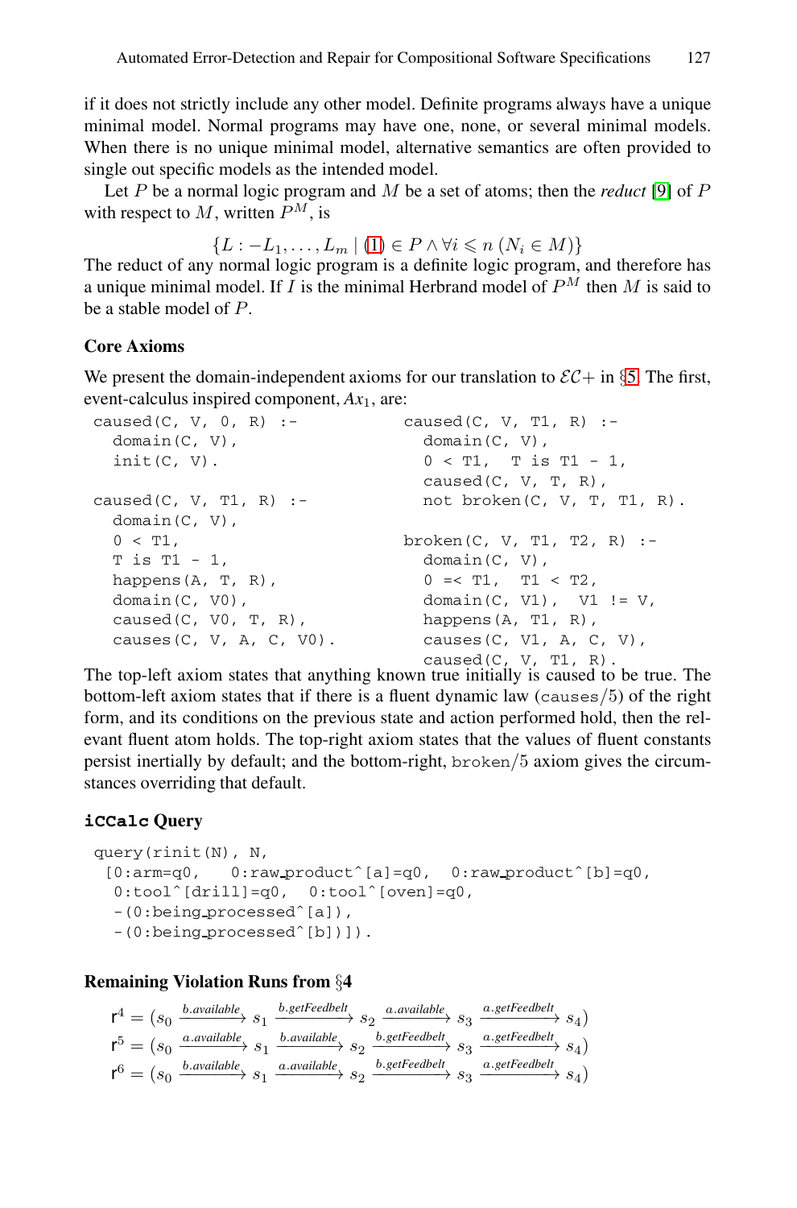if it does not strictly include any other model. Definite programs always have a unique minimal model. Normal programs may have one, none, or several minimal models. When there is no unique minimal model, alternative semantics are often provided to single out specific models as the intended model.

Let $P$ be a normal logic program and $M$ be a set of atoms; then the *reduct* [9] of $P$ with respect to $M$, written $P^M$, is

$$\{L :- L_1, \ldots, L_m \mid (1) \in P \wedge \forall i \leqslant n\,(N_i \in M)\}$$

The reduct of any normal logic program is a definite logic program, and therefore has a unique minimal model. If $I$ is the minimal Herbrand model of $P^M$ then $M$ is said to be a stable model of $P$.

### Core Axioms

We present the domain-independent axioms for our translation to $\mathcal{EC}+$ in §5. The first, event-calculus inspired component, $Ax_1$, are:

```
caused(C, V, 0, R) :-
  domain(C, V),
  init(C, V).

caused(C, V, T1, R) :-
  domain(C, V),
  0 < T1,
  T is T1 - 1,
  happens(A, T, R),
  domain(C, V0),
  caused(C, V0, T, R),
  causes(C, V, A, C, V0).

caused(C, V, T1, R) :-
  domain(C, V),
  0 < T1,  T is T1 - 1,
  caused(C, V, T, R),
  not broken(C, V, T, T1, R).

broken(C, V, T1, T2, R) :-
  domain(C, V),
  0 =< T1,  T1 < T2,
  domain(C, V1),  V1 != V,
  happens(A, T1, R),
  causes(C, V1, A, C, V),
  caused(C, V, T1, R).
```

The top-left axiom states that anything known true initially is caused to be true. The bottom-left axiom states that if there is a fluent dynamic law (causes/5) of the right form, and its conditions on the previous state and action performed hold, then the relevant fluent atom holds. The top-right axiom states that the values of fluent constants persist inertially by default; and the bottom-right, broken/5 axiom gives the circumstances overriding that default.

### iCCalc Query

```
query(rinit(N), N,
 [0:arm=q0,   0:raw_product^[a]=q0,  0:raw_product^[b]=q0,
  0:tool^[drill]=q0,  0:tool^[oven]=q0,
  -(0:being_processed^[a]),
  -(0:being_processed^[b])]).
```

### Remaining Violation Runs from §4

$$\mathsf{r}^4 = (s_0 \xrightarrow{b.available} s_1 \xrightarrow{b.getFeedbelt} s_2 \xrightarrow{a.available} s_3 \xrightarrow{a.getFeedbelt} s_4)$$
$$\mathsf{r}^5 = (s_0 \xrightarrow{a.available} s_1 \xrightarrow{b.available} s_2 \xrightarrow{b.getFeedbelt} s_3 \xrightarrow{a.getFeedbelt} s_4)$$
$$\mathsf{r}^6 = (s_0 \xrightarrow{b.available} s_1 \xrightarrow{a.available} s_2 \xrightarrow{b.getFeedbelt} s_3 \xrightarrow{a.getFeedbelt} s_4)$$